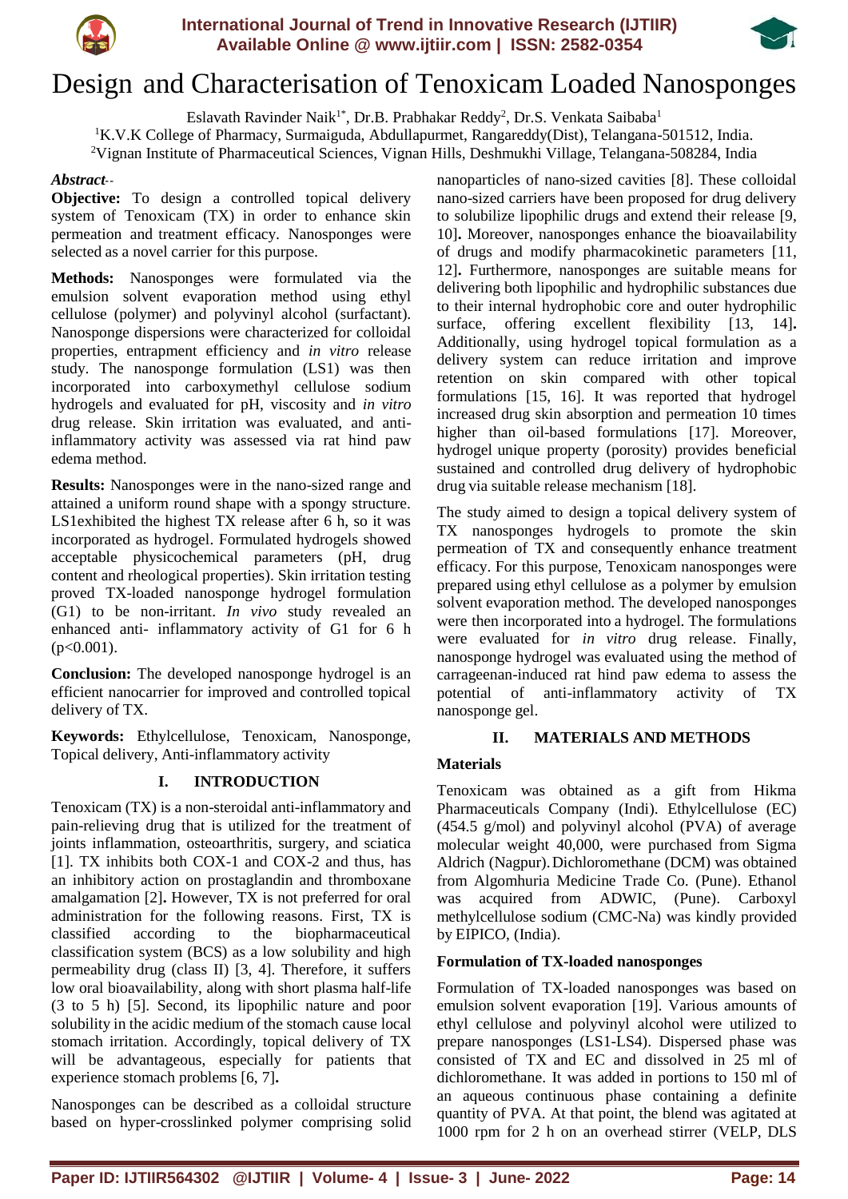# Design and Characterisation of Tenoxicam Loaded Nanosponges

Eslavath Ravinder Naik[1*], Dr.B. Prabhakar Reddy[2], Dr.S. Venkata Saibaba[1]

[1]K.V.K College of Pharmacy, Surmaiguda, Abdullapurmet, Rangareddy(Dist), Telangana-501512, India.
[2]Vignan Institute of Pharmaceutical Sciences, Vignan Hills, Deshmukhi Village, Telangana-508284, India

***Abstract***--

**Objective:** To design a controlled topical delivery system of Tenoxicam (TX) in order to enhance skin permeation and treatment efficacy. Nanosponges were selected as a novel carrier for this purpose.

**Methods:** Nanosponges were formulated via the emulsion solvent evaporation method using ethyl cellulose (polymer) and polyvinyl alcohol (surfactant). Nanosponge dispersions were characterized for colloidal properties, entrapment efficiency and *in vitro* release study. The nanosponge formulation (LS1) was then incorporated into carboxymethyl cellulose sodium hydrogels and evaluated for pH, viscosity and *in vitro* drug release. Skin irritation was evaluated, and anti-inflammatory activity was assessed via rat hind paw edema method.

**Results:** Nanosponges were in the nano-sized range and attained a uniform round shape with a spongy structure. LS1exhibited the highest TX release after 6 h, so it was incorporated as hydrogel. Formulated hydrogels showed acceptable physicochemical parameters (pH, drug content and rheological properties). Skin irritation testing proved TX-loaded nanosponge hydrogel formulation (G1) to be non-irritant. *In vivo* study revealed an enhanced anti- inflammatory activity of G1 for 6 h ($p<0.001$).

**Conclusion:** The developed nanosponge hydrogel is an efficient nanocarrier for improved and controlled topical delivery of TX.

**Keywords:** Ethylcellulose, Tenoxicam, Nanosponge, Topical delivery, Anti-inflammatory activity

## I. INTRODUCTION

Tenoxicam (TX) is a non-steroidal anti-inflammatory and pain-relieving drug that is utilized for the treatment of joints inflammation, osteoarthritis, surgery, and sciatica [1]. TX inhibits both COX-1 and COX-2 and thus, has an inhibitory action on prostaglandin and thromboxane amalgamation [2]**.** However, TX is not preferred for oral administration for the following reasons. First, TX is classified according to the biopharmaceutical classification system (BCS) as a low solubility and high permeability drug (class II) [3, 4]. Therefore, it suffers low oral bioavailability, along with short plasma half-life (3 to 5 h) [5]. Second, its lipophilic nature and poor solubility in the acidic medium of the stomach cause local stomach irritation. Accordingly, topical delivery of TX will be advantageous, especially for patients that experience stomach problems [6, 7]**.**

Nanosponges can be described as a colloidal structure based on hyper-crosslinked polymer comprising solid nanoparticles of nano-sized cavities [8]. These colloidal nano-sized carriers have been proposed for drug delivery to solubilize lipophilic drugs and extend their release [9, 10]**.** Moreover, nanosponges enhance the bioavailability of drugs and modify pharmacokinetic parameters [11, 12]**.** Furthermore, nanosponges are suitable means for delivering both lipophilic and hydrophilic substances due to their internal hydrophobic core and outer hydrophilic surface, offering excellent flexibility [13, 14]**.** Additionally, using hydrogel topical formulation as a delivery system can reduce irritation and improve retention on skin compared with other topical formulations [15, 16]. It was reported that hydrogel increased drug skin absorption and permeation 10 times higher than oil-based formulations [17]. Moreover, hydrogel unique property (porosity) provides beneficial sustained and controlled drug delivery of hydrophobic drug via suitable release mechanism [18].

The study aimed to design a topical delivery system of TX nanosponges hydrogels to promote the skin permeation of TX and consequently enhance treatment efficacy. For this purpose, Tenoxicam nanosponges were prepared using ethyl cellulose as a polymer by emulsion solvent evaporation method. The developed nanosponges were then incorporated into a hydrogel. The formulations were evaluated for *in vitro* drug release. Finally, nanosponge hydrogel was evaluated using the method of carrageenan-induced rat hind paw edema to assess the potential of anti-inflammatory activity of TX nanosponge gel.

## II. MATERIALS AND METHODS

### Materials

Tenoxicam was obtained as a gift from Hikma Pharmaceuticals Company (Indi). Ethylcellulose (EC) (454.5 g/mol) and polyvinyl alcohol (PVA) of average molecular weight 40,000, were purchased from Sigma Aldrich (Nagpur). Dichloromethane (DCM) was obtained from Algomhuria Medicine Trade Co. (Pune). Ethanol was acquired from ADWIC, (Pune). Carboxyl methylcellulose sodium (CMC-Na) was kindly provided by EIPICO, (India).

### Formulation of TX-loaded nanosponges

Formulation of TX-loaded nanosponges was based on emulsion solvent evaporation [19]. Various amounts of ethyl cellulose and polyvinyl alcohol were utilized to prepare nanosponges (LS1-LS4). Dispersed phase was consisted of TX and EC and dissolved in 25 ml of dichloromethane. It was added in portions to 150 ml of an aqueous continuous phase containing a definite quantity of PVA. At that point, the blend was agitated at 1000 rpm for 2 h on an overhead stirrer (VELP, DLS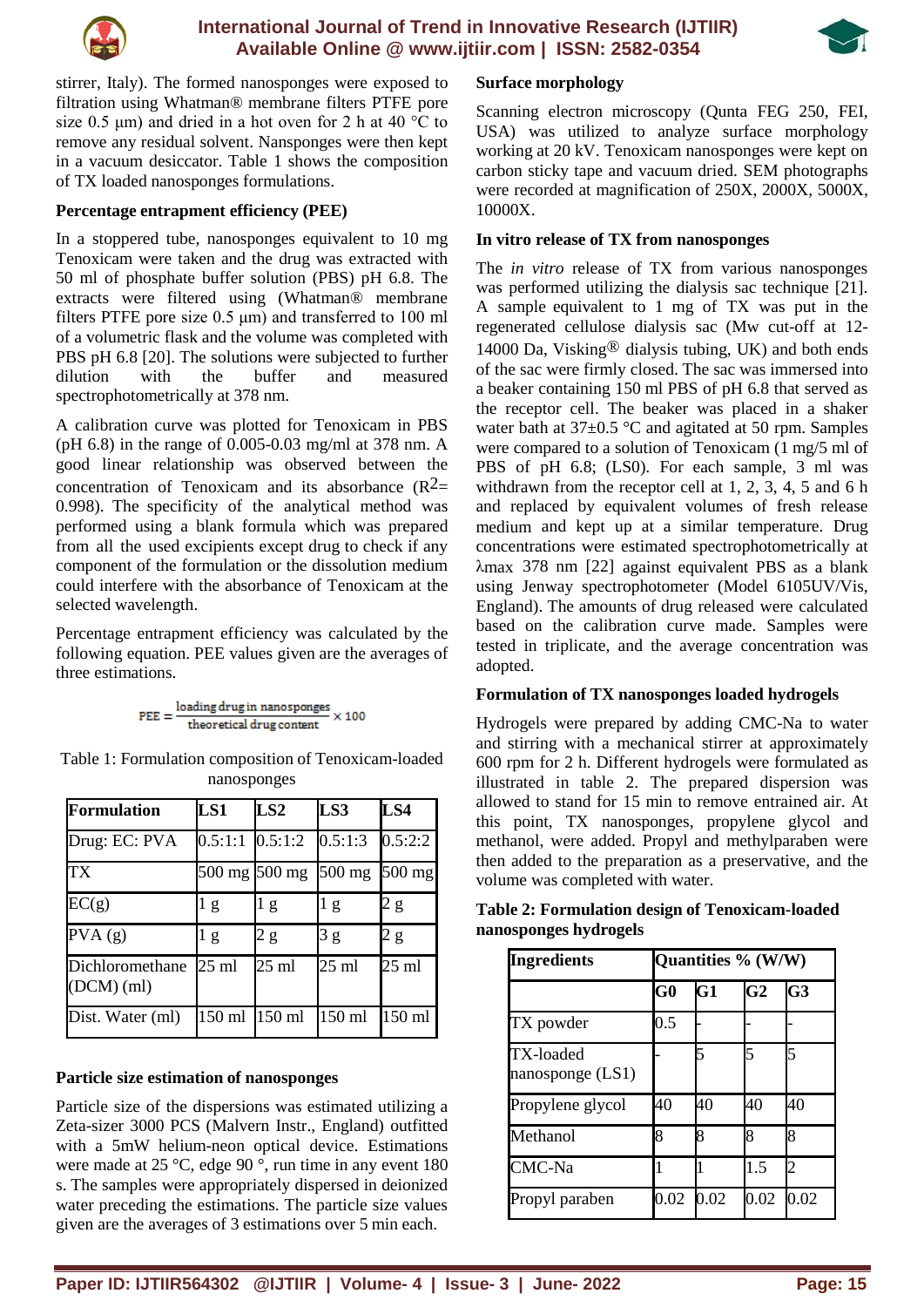stirrer, Italy). The formed nanosponges were exposed to filtration using Whatman® membrane filters PTFE pore size 0.5 μm) and dried in a hot oven for 2 h at 40 °C to remove any residual solvent. Nansponges were then kept in a vacuum desiccator. Table 1 shows the composition of TX loaded nanosponges formulations.

**Percentage entrapment efficiency (PEE)**

In a stoppered tube, nanosponges equivalent to 10 mg Tenoxicam were taken and the drug was extracted with 50 ml of phosphate buffer solution (PBS) pH 6.8. The extracts were filtered using (Whatman® membrane filters PTFE pore size 0.5 μm) and transferred to 100 ml of a volumetric flask and the volume was completed with PBS pH 6.8 [20]. The solutions were subjected to further dilution with the buffer and measured spectrophotometrically at 378 nm.

A calibration curve was plotted for Tenoxicam in PBS (pH 6.8) in the range of 0.005-0.03 mg/ml at 378 nm. A good linear relationship was observed between the concentration of Tenoxicam and its absorbance ($R^2$= 0.998). The specificity of the analytical method was performed using a blank formula which was prepared from all the used excipients except drug to check if any component of the formulation or the dissolution medium could interfere with the absorbance of Tenoxicam at the selected wavelength.

Percentage entrapment efficiency was calculated by the following equation. PEE values given are the averages of three estimations.

$$PEE = \frac{\text{loading drug in nanosponges}}{\text{theoretical drug content}} \times 100$$

Table 1: Formulation composition of Tenoxicam-loaded nanosponges

| Formulation | LS1 | LS2 | LS3 | LS4 |
|---|---|---|---|---|
| Drug: EC: PVA | 0.5:1:1 | 0.5:1:2 | 0.5:1:3 | 0.5:2:2 |
| TX | 500 mg | 500 mg | 500 mg | 500 mg |
| EC(g) | 1 g | 1 g | 1 g | 2 g |
| PVA (g) | 1 g | 2 g | 3 g | 2 g |
| Dichloromethane (DCM) (ml) | 25 ml | 25 ml | 25 ml | 25 ml |
| Dist. Water (ml) | 150 ml | 150 ml | 150 ml | 150 ml |

**Particle size estimation of nanosponges**

Particle size of the dispersions was estimated utilizing a Zeta-sizer 3000 PCS (Malvern Instr., England) outfitted with a 5mW helium-neon optical device. Estimations were made at 25 °C, edge 90 °, run time in any event 180 s. The samples were appropriately dispersed in deionized water preceding the estimations. The particle size values given are the averages of 3 estimations over 5 min each.

**Surface morphology**

Scanning electron microscopy (Qunta FEG 250, FEI, USA) was utilized to analyze surface morphology working at 20 kV. Tenoxicam nanosponges were kept on carbon sticky tape and vacuum dried. SEM photographs were recorded at magnification of 250X, 2000X, 5000X, 10000X.

**In vitro release of TX from nanosponges**

The *in vitro* release of TX from various nanosponges was performed utilizing the dialysis sac technique [21]. A sample equivalent to 1 mg of TX was put in the regenerated cellulose dialysis sac (Mw cut-off at 12-14000 Da, Visking® dialysis tubing, UK) and both ends of the sac were firmly closed. The sac was immersed into a beaker containing 150 ml PBS of pH 6.8 that served as the receptor cell. The beaker was placed in a shaker water bath at 37±0.5 °C and agitated at 50 rpm. Samples were compared to a solution of Tenoxicam (1 mg/5 ml of PBS of pH 6.8; (LS0). For each sample, 3 ml was withdrawn from the receptor cell at 1, 2, 3, 4, 5 and 6 h and replaced by equivalent volumes of fresh release medium and kept up at a similar temperature. Drug concentrations were estimated spectrophotometrically at λmax 378 nm [22] against equivalent PBS as a blank using Jenway spectrophotometer (Model 6105UV/Vis, England). The amounts of drug released were calculated based on the calibration curve made. Samples were tested in triplicate, and the average concentration was adopted.

**Formulation of TX nanosponges loaded hydrogels**

Hydrogels were prepared by adding CMC-Na to water and stirring with a mechanical stirrer at approximately 600 rpm for 2 h. Different hydrogels were formulated as illustrated in table 2. The prepared dispersion was allowed to stand for 15 min to remove entrained air. At this point, TX nanosponges, propylene glycol and methanol, were added. Propyl and methylparaben were then added to the preparation as a preservative, and the volume was completed with water.

**Table 2: Formulation design of Tenoxicam-loaded nanosponges hydrogels**

| Ingredients | Quantities % (W/W) | | | |
|---|---|---|---|---|
| | G0 | G1 | G2 | G3 |
| TX powder | 0.5 | - | - | - |
| TX-loaded nanosponge (LS1) | - | 5 | 5 | 5 |
| Propylene glycol | 40 | 40 | 40 | 40 |
| Methanol | 8 | 8 | 8 | 8 |
| CMC-Na | 1 | 1 | 1.5 | 2 |
| Propyl paraben | 0.02 | 0.02 | 0.02 | 0.02 |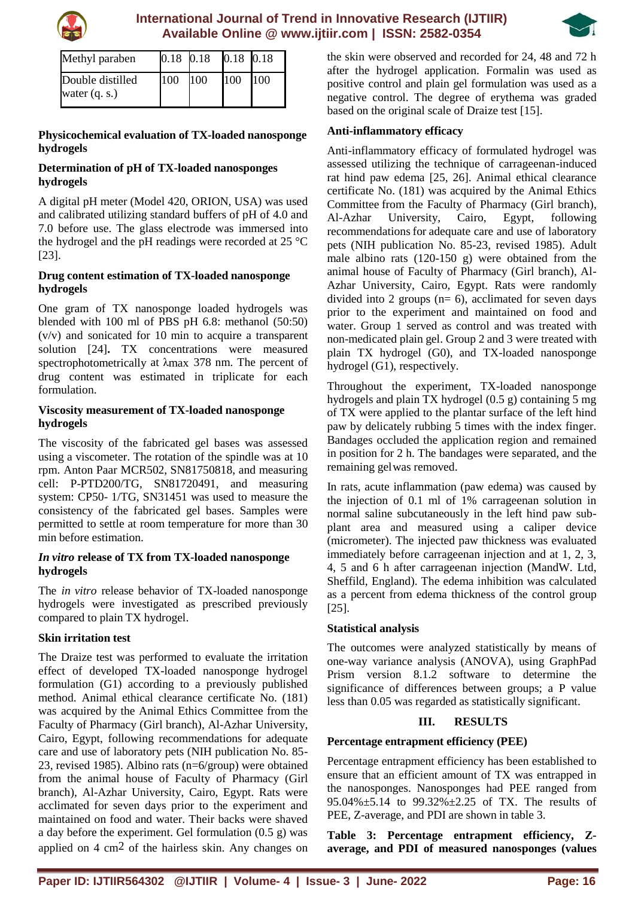| Methyl paraben | 0.18 | 0.18 | 0.18 | 0.18 |
|---|---|---|---|---|
| Double distilled water (q. s.) | 100 | 100 | 100 | 100 |

**Physicochemical evaluation of TX-loaded nanosponge hydrogels**

**Determination of pH of TX-loaded nanosponges hydrogels**

A digital pH meter (Model 420, ORION, USA) was used and calibrated utilizing standard buffers of pH of 4.0 and 7.0 before use. The glass electrode was immersed into the hydrogel and the pH readings were recorded at 25 °C [23].

**Drug content estimation of TX-loaded nanosponge hydrogels**

One gram of TX nanosponge loaded hydrogels was blended with 100 ml of PBS pH 6.8: methanol (50:50) (v/v) and sonicated for 10 min to acquire a transparent solution [24]**.** TX concentrations were measured spectrophotometrically at λmax 378 nm. The percent of drug content was estimated in triplicate for each formulation.

**Viscosity measurement of TX-loaded nanosponge hydrogels**

The viscosity of the fabricated gel bases was assessed using a viscometer. The rotation of the spindle was at 10 rpm. Anton Paar MCR502, SN81750818, and measuring cell: P-PTD200/TG, SN81720491, and measuring system: CP50- 1/TG, SN31451 was used to measure the consistency of the fabricated gel bases. Samples were permitted to settle at room temperature for more than 30 min before estimation.

***In vitro* release of TX from TX-loaded nanosponge hydrogels**

The *in vitro* release behavior of TX-loaded nanosponge hydrogels were investigated as prescribed previously compared to plain TX hydrogel.

**Skin irritation test**

The Draize test was performed to evaluate the irritation effect of developed TX-loaded nanosponge hydrogel formulation (G1) according to a previously published method. Animal ethical clearance certificate No. (181) was acquired by the Animal Ethics Committee from the Faculty of Pharmacy (Girl branch), Al-Azhar University, Cairo, Egypt, following recommendations for adequate care and use of laboratory pets (NIH publication No. 85-23, revised 1985). Albino rats (n=6/group) were obtained from the animal house of Faculty of Pharmacy (Girl branch), Al-Azhar University, Cairo, Egypt. Rats were acclimated for seven days prior to the experiment and maintained on food and water. Their backs were shaved a day before the experiment. Gel formulation (0.5 g) was applied on 4 $cm^2$ of the hairless skin. Any changes on the skin were observed and recorded for 24, 48 and 72 h after the hydrogel application. Formalin was used as positive control and plain gel formulation was used as a negative control. The degree of erythema was graded based on the original scale of Draize test [15].

**Anti-inflammatory efficacy**

Anti-inflammatory efficacy of formulated hydrogel was assessed utilizing the technique of carrageenan-induced rat hind paw edema [25, 26]. Animal ethical clearance certificate No. (181) was acquired by the Animal Ethics Committee from the Faculty of Pharmacy (Girl branch), Al-Azhar University, Cairo, Egypt, following recommendations for adequate care and use of laboratory pets (NIH publication No. 85-23, revised 1985). Adult male albino rats (120-150 g) were obtained from the animal house of Faculty of Pharmacy (Girl branch), Al-Azhar University, Cairo, Egypt. Rats were randomly divided into 2 groups (n= 6), acclimated for seven days prior to the experiment and maintained on food and water. Group 1 served as control and was treated with non-medicated plain gel. Group 2 and 3 were treated with plain TX hydrogel (G0), and TX-loaded nanosponge hydrogel (G1), respectively.

Throughout the experiment, TX-loaded nanosponge hydrogels and plain TX hydrogel (0.5 g) containing 5 mg of TX were applied to the plantar surface of the left hind paw by delicately rubbing 5 times with the index finger. Bandages occluded the application region and remained in position for 2 h. The bandages were separated, and the remaining gelwas removed.

In rats, acute inflammation (paw edema) was caused by the injection of 0.1 ml of 1% carrageenan solution in normal saline subcutaneously in the left hind paw sub-plant area and measured using a caliper device (micrometer). The injected paw thickness was evaluated immediately before carrageenan injection and at 1, 2, 3, 4, 5 and 6 h after carrageenan injection (MandW. Ltd, Sheffild, England). The edema inhibition was calculated as a percent from edema thickness of the control group [25].

**Statistical analysis**

The outcomes were analyzed statistically by means of one-way variance analysis (ANOVA), using GraphPad Prism version 8.1.2 software to determine the significance of differences between groups; a P value less than 0.05 was regarded as statistically significant.

## III. RESULTS

**Percentage entrapment efficiency (PEE)**

Percentage entrapment efficiency has been established to ensure that an efficient amount of TX was entrapped in the nanosponges. Nanosponges had PEE ranged from 95.04%±5.14 to 99.32%±2.25 of TX. The results of PEE, Z-average, and PDI are shown in table 3.

**Table 3: Percentage entrapment efficiency, Z-average, and PDI of measured nanosponges (values**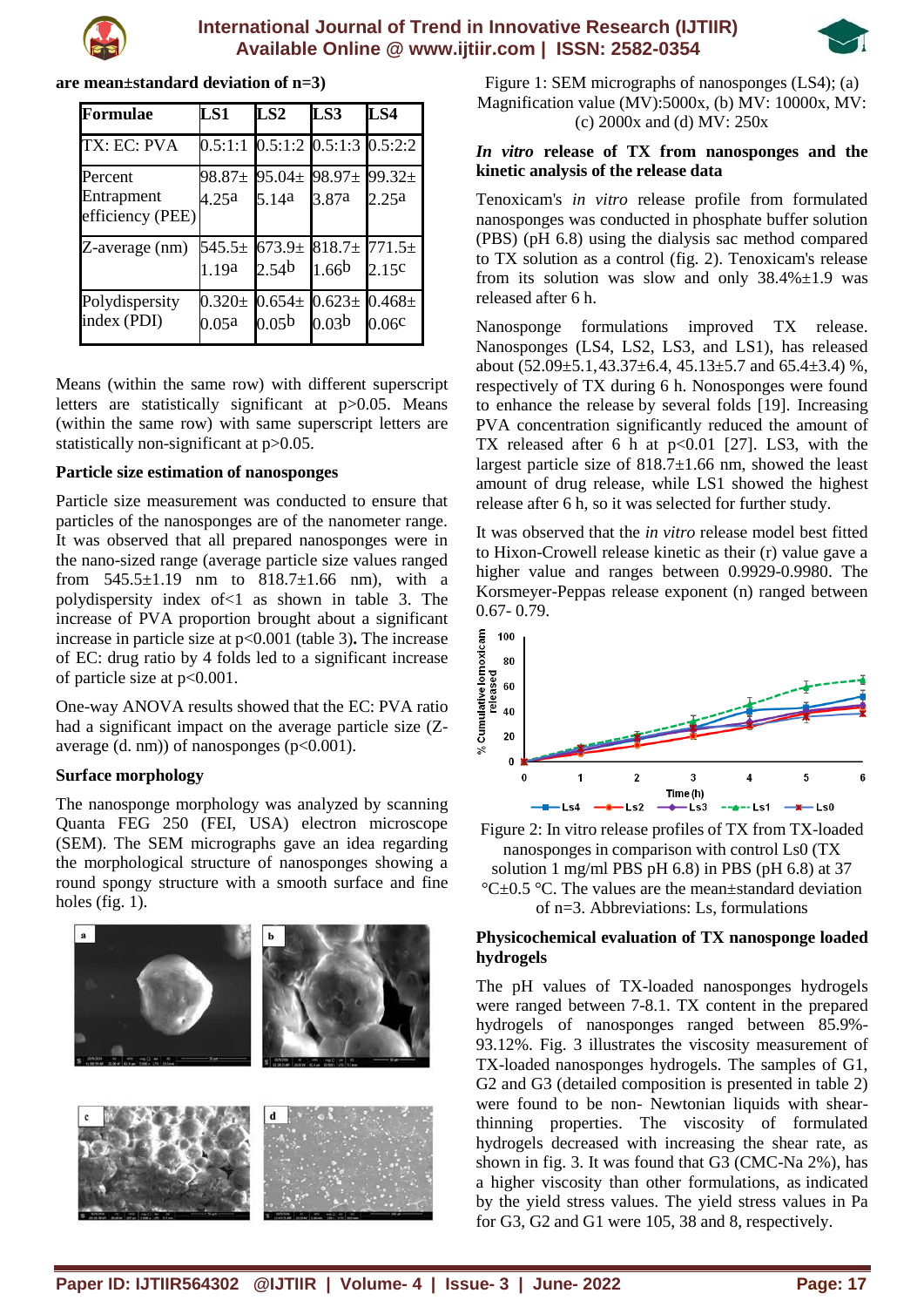are mean±standard deviation of n=3)

| Formulae | LS1 | LS2 | LS3 | LS4 |
|---|---|---|---|---|
| TX: EC: PVA | 0.5:1:1 | 0.5:1:2 | 0.5:1:3 | 0.5:2:2 |
| Percent Entrapment efficiency (PEE) | 98.87± 4.25[a] | 95.04± 5.14[a] | 98.97± 3.87[a] | 99.32± 2.25[a] |
| Z-average (nm) | 545.5± 1.19[a] | 673.9± 2.54[b] | 818.7± 1.66[b] | 771.5± 2.15[c] |
| Polydispersity index (PDI) | 0.320± 0.05[a] | 0.654± 0.05[b] | 0.623± 0.03[b] | 0.468± 0.06[c] |

Means (within the same row) with different superscript letters are statistically significant at p>0.05. Means (within the same row) with same superscript letters are statistically non-significant at p>0.05.

**Particle size estimation of nanosponges**

Particle size measurement was conducted to ensure that particles of the nanosponges are of the nanometer range. It was observed that all prepared nanosponges were in the nano-sized range (average particle size values ranged from 545.5±1.19 nm to 818.7±1.66 nm), with a polydispersity index of<1 as shown in table 3. The increase of PVA proportion brought about a significant increase in particle size at $p<0.001$ (table 3)**.** The increase of EC: drug ratio by 4 folds led to a significant increase of particle size at $p<0.001$.

One-way ANOVA results showed that the EC: PVA ratio had a significant impact on the average particle size (Z-average (d. nm)) of nanosponges ($p<0.001$).

**Surface morphology**

The nanosponge morphology was analyzed by scanning Quanta FEG 250 (FEI, USA) electron microscope (SEM). The SEM micrographs gave an idea regarding the morphological structure of nanosponges showing a round spongy structure with a smooth surface and fine holes (fig. 1).

Figure 1: SEM micrographs of nanosponges (LS4); (a) Magnification value (MV):5000x, (b) MV: 10000x, MV: (c) 2000x and (d) MV: 250x

***In vitro* release of TX from nanosponges and the kinetic analysis of the release data**

Tenoxicam's *in vitro* release profile from formulated nanosponges was conducted in phosphate buffer solution (PBS) (pH 6.8) using the dialysis sac method compared to TX solution as a control (fig. 2). Tenoxicam's release from its solution was slow and only 38.4%±1.9 was released after 6 h.

Nanosponge formulations improved TX release. Nanosponges (LS4, LS2, LS3, and LS1), has released about (52.09±5.1, 43.37±6.4, 45.13±5.7 and 65.4±3.4) %, respectively of TX during 6 h. Nonosponges were found to enhance the release by several folds [19]. Increasing PVA concentration significantly reduced the amount of TX released after 6 h at $p<0.01$ [27]. LS3, with the largest particle size of 818.7±1.66 nm, showed the least amount of drug release, while LS1 showed the highest release after 6 h, so it was selected for further study.

It was observed that the *in vitro* release model best fitted to Hixon-Crowell release kinetic as their (r) value gave a higher value and ranges between 0.9929-0.9980. The Korsmeyer-Peppas release exponent (n) ranged between 0.67- 0.79.

Figure 2: In vitro release profiles of TX from TX-loaded nanosponges in comparison with control Ls0 (TX solution 1 mg/ml PBS pH 6.8) in PBS (pH 6.8) at 37 °C±0.5 °C. The values are the mean±standard deviation of n=3. Abbreviations: Ls, formulations

**Physicochemical evaluation of TX nanosponge loaded hydrogels**

The pH values of TX-loaded nanosponges hydrogels were ranged between 7-8.1. TX content in the prepared hydrogels of nanosponges ranged between 85.9%-93.12%. Fig. 3 illustrates the viscosity measurement of TX-loaded nanosponges hydrogels. The samples of G1, G2 and G3 (detailed composition is presented in table 2) were found to be non- Newtonian liquids with shear-thinning properties. The viscosity of formulated hydrogels decreased with increasing the shear rate, as shown in fig. 3. It was found that G3 (CMC-Na 2%), has a higher viscosity than other formulations, as indicated by the yield stress values. The yield stress values in Pa for G3, G2 and G1 were 105, 38 and 8, respectively.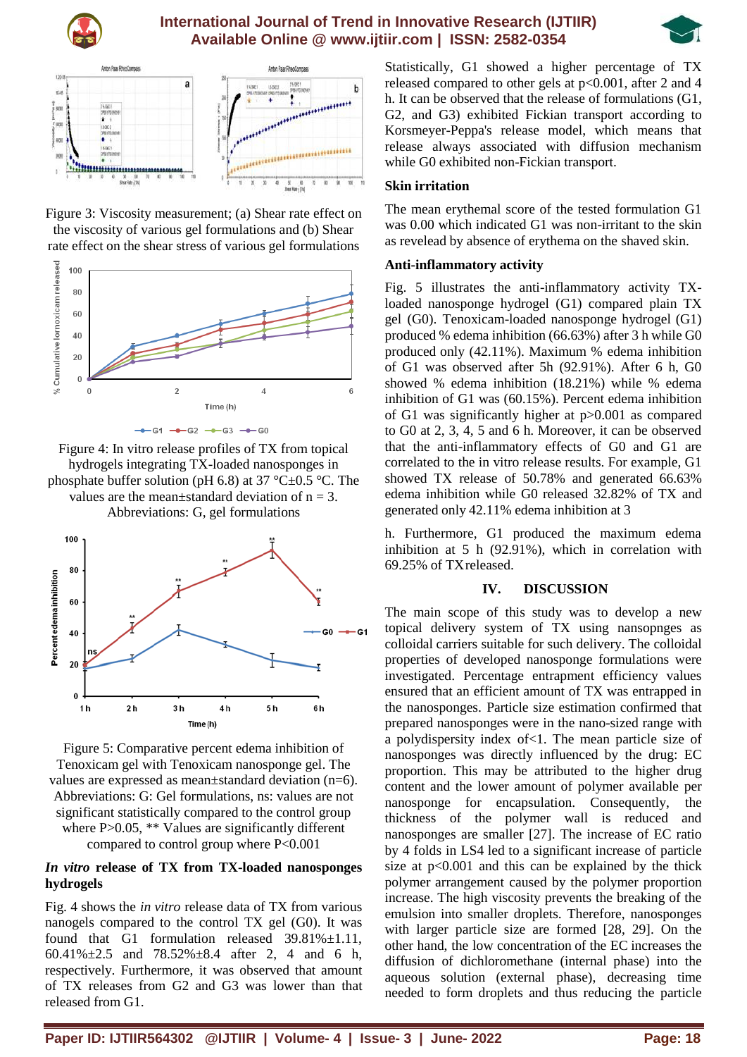Figure 3: Viscosity measurement; (a) Shear rate effect on the viscosity of various gel formulations and (b) Shear rate effect on the shear stress of various gel formulations

Figure 4: In vitro release profiles of TX from topical hydrogels integrating TX-loaded nanosponges in phosphate buffer solution (pH 6.8) at 37 °C±0.5 °C. The values are the mean±standard deviation of n = 3. Abbreviations: G, gel formulations

Figure 5: Comparative percent edema inhibition of Tenoxicam gel with Tenoxicam nanosponge gel. The values are expressed as mean±standard deviation (n=6). Abbreviations: G: Gel formulations, ns: values are not significant statistically compared to the control group where P>0.05, ** Values are significantly different compared to control group where P<0.001

### *In vitro* release of TX from TX-loaded nanosponges hydrogels

Fig. 4 shows the *in vitro* release data of TX from various nanogels compared to the control TX gel (G0). It was found that G1 formulation released 39.81%±1.11, 60.41%±2.5 and 78.52%±8.4 after 2, 4 and 6 h, respectively. Furthermore, it was observed that amount of TX releases from G2 and G3 was lower than that released from G1. Statistically, G1 showed a higher percentage of TX released compared to other gels at p<0.001, after 2 and 4 h. It can be observed that the release of formulations (G1, G2, and G3) exhibited Fickian transport according to Korsmeyer-Peppa's release model, which means that release always associated with diffusion mechanism while G0 exhibited non-Fickian transport.

### Skin irritation

The mean erythemal score of the tested formulation G1 was 0.00 which indicated G1 was non-irritant to the skin as revelead by absence of erythema on the shaved skin.

### Anti-inflammatory activity

Fig. 5 illustrates the anti-inflammatory activity TX-loaded nanosponge hydrogel (G1) compared plain TX gel (G0). Tenoxicam-loaded nanosponge hydrogel (G1) produced % edema inhibition (66.63%) after 3 h while G0 produced only (42.11%). Maximum % edema inhibition of G1 was observed after 5h (92.91%). After 6 h, G0 showed % edema inhibition (18.21%) while % edema inhibition of G1 was (60.15%). Percent edema inhibition of G1 was significantly higher at p>0.001 as compared to G0 at 2, 3, 4, 5 and 6 h. Moreover, it can be observed that the anti-inflammatory effects of G0 and G1 are correlated to the in vitro release results. For example, G1 showed TX release of 50.78% and generated 66.63% edema inhibition while G0 released 32.82% of TX and generated only 42.11% edema inhibition at 3

h. Furthermore, G1 produced the maximum edema inhibition at 5 h (92.91%), which in correlation with 69.25% of TXreleased.

## IV. DISCUSSION

The main scope of this study was to develop a new topical delivery system of TX using nansopnges as colloidal carriers suitable for such delivery. The colloidal properties of developed nanosponge formulations were investigated. Percentage entrapment efficiency values ensured that an efficient amount of TX was entrapped in the nanosponges. Particle size estimation confirmed that prepared nanosponges were in the nano-sized range with a polydispersity index of<1. The mean particle size of nanosponges was directly influenced by the drug: EC proportion. This may be attributed to the higher drug content and the lower amount of polymer available per nanosponge for encapsulation. Consequently, the thickness of the polymer wall is reduced and nanosponges are smaller [27]. The increase of EC ratio by 4 folds in LS4 led to a significant increase of particle size at p<0.001 and this can be explained by the thick polymer arrangement caused by the polymer proportion increase. The high viscosity prevents the breaking of the emulsion into smaller droplets. Therefore, nanosponges with larger particle size are formed [28, 29]. On the other hand, the low concentration of the EC increases the diffusion of dichloromethane (internal phase) into the aqueous solution (external phase), decreasing time needed to form droplets and thus reducing the particle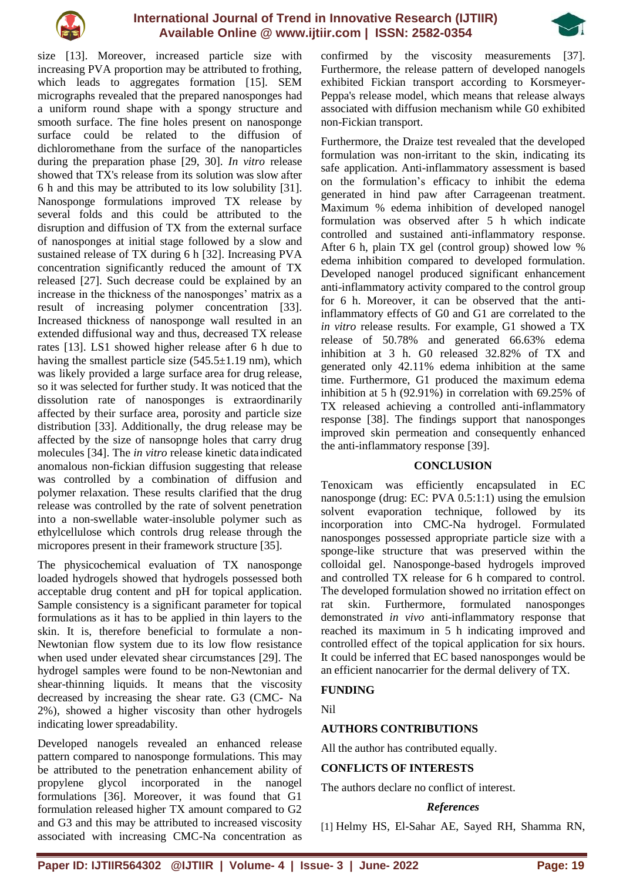size [13]. Moreover, increased particle size with increasing PVA proportion may be attributed to frothing, which leads to aggregates formation [15]. SEM micrographs revealed that the prepared nanosponges had a uniform round shape with a spongy structure and smooth surface. The fine holes present on nanosponge surface could be related to the diffusion of dichloromethane from the surface of the nanoparticles during the preparation phase [29, 30]. *In vitro* release showed that TX's release from its solution was slow after 6 h and this may be attributed to its low solubility [31]. Nanosponge formulations improved TX release by several folds and this could be attributed to the disruption and diffusion of TX from the external surface of nanosponges at initial stage followed by a slow and sustained release of TX during 6 h [32]. Increasing PVA concentration significantly reduced the amount of TX released [27]. Such decrease could be explained by an increase in the thickness of the nanosponges' matrix as a result of increasing polymer concentration [33]. Increased thickness of nanosponge wall resulted in an extended diffusional way and thus, decreased TX release rates [13]. LS1 showed higher release after 6 h due to having the smallest particle size (545.5±1.19 nm), which was likely provided a large surface area for drug release, so it was selected for further study. It was noticed that the dissolution rate of nanosponges is extraordinarily affected by their surface area, porosity and particle size distribution [33]. Additionally, the drug release may be affected by the size of nansopnge holes that carry drug molecules [34]. The *in vitro* release kinetic dataindicated anomalous non-fickian diffusion suggesting that release was controlled by a combination of diffusion and polymer relaxation. These results clarified that the drug release was controlled by the rate of solvent penetration into a non-swellable water-insoluble polymer such as ethylcellulose which controls drug release through the micropores present in their framework structure [35].

The physicochemical evaluation of TX nanosponge loaded hydrogels showed that hydrogels possessed both acceptable drug content and pH for topical application. Sample consistency is a significant parameter for topical formulations as it has to be applied in thin layers to the skin. It is, therefore beneficial to formulate a non-Newtonian flow system due to its low flow resistance when used under elevated shear circumstances [29]. The hydrogel samples were found to be non-Newtonian and shear-thinning liquids. It means that the viscosity decreased by increasing the shear rate. G3 (CMC- Na 2%), showed a higher viscosity than other hydrogels indicating lower spreadability.

Developed nanogels revealed an enhanced release pattern compared to nanosponge formulations. This may be attributed to the penetration enhancement ability of propylene glycol incorporated in the nanogel formulations [36]. Moreover, it was found that G1 formulation released higher TX amount compared to G2 and G3 and this may be attributed to increased viscosity associated with increasing CMC-Na concentration as confirmed by the viscosity measurements [37]. Furthermore, the release pattern of developed nanogels exhibited Fickian transport according to Korsmeyer-Peppa's release model, which means that release always associated with diffusion mechanism while G0 exhibited non-Fickian transport.

Furthermore, the Draize test revealed that the developed formulation was non-irritant to the skin, indicating its safe application. Anti-inflammatory assessment is based on the formulation's efficacy to inhibit the edema generated in hind paw after Carrageenan treatment. Maximum % edema inhibition of developed nanogel formulation was observed after 5 h which indicate controlled and sustained anti-inflammatory response. After 6 h, plain TX gel (control group) showed low % edema inhibition compared to developed formulation. Developed nanogel produced significant enhancement anti-inflammatory activity compared to the control group for 6 h. Moreover, it can be observed that the anti-inflammatory effects of G0 and G1 are correlated to the *in vitro* release results. For example, G1 showed a TX release of 50.78% and generated 66.63% edema inhibition at 3 h. G0 released 32.82% of TX and generated only 42.11% edema inhibition at the same time. Furthermore, G1 produced the maximum edema inhibition at 5 h (92.91%) in correlation with 69.25% of TX released achieving a controlled anti-inflammatory response [38]. The findings support that nanosponges improved skin permeation and consequently enhanced the anti-inflammatory response [39].

## CONCLUSION

Tenoxicam was efficiently encapsulated in EC nanosponge (drug: EC: PVA 0.5:1:1) using the emulsion solvent evaporation technique, followed by its incorporation into CMC-Na hydrogel. Formulated nanosponges possessed appropriate particle size with a sponge-like structure that was preserved within the colloidal gel. Nanosponge-based hydrogels improved and controlled TX release for 6 h compared to control. The developed formulation showed no irritation effect on rat skin. Furthermore, formulated nanosponges demonstrated *in vivo* anti-inflammatory response that reached its maximum in 5 h indicating improved and controlled effect of the topical application for six hours. It could be inferred that EC based nanosponges would be an efficient nanocarrier for the dermal delivery of TX.

## FUNDING

Nil

## AUTHORS CONTRIBUTIONS

All the author has contributed equally.

## CONFLICTS OF INTERESTS

The authors declare no conflict of interest.

## *References*

[1] Helmy HS, El-Sahar AE, Sayed RH, Shamma RN,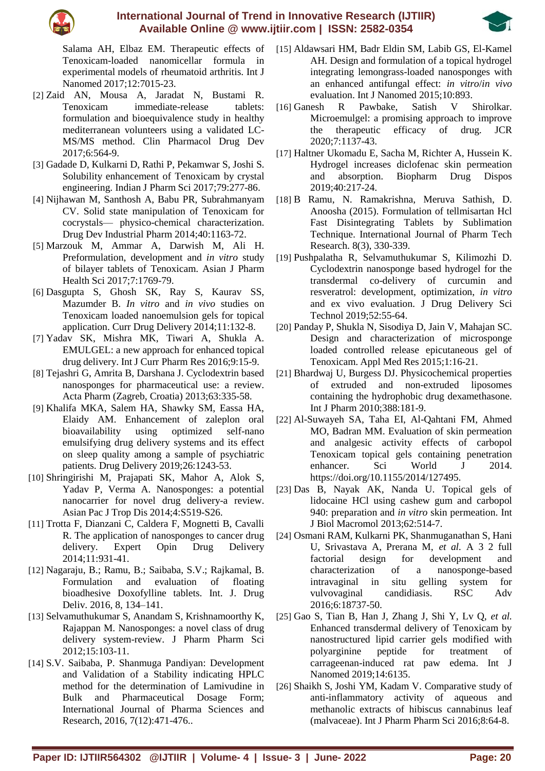Salama AH, Elbaz EM. Therapeutic effects of Tenoxicam-loaded nanomicellar formula in experimental models of rheumatoid arthritis. Int J Nanomed 2017;12:7015-23.

[2] Zaid AN, Mousa A, Jaradat N, Bustami R. Tenoxicam immediate-release tablets: formulation and bioequivalence study in healthy mediterranean volunteers using a validated LC-MS/MS method. Clin Pharmacol Drug Dev 2017;6:564-9.

[3] Gadade D, Kulkarni D, Rathi P, Pekamwar S, Joshi S. Solubility enhancement of Tenoxicam by crystal engineering. Indian J Pharm Sci 2017;79:277-86.

[4] Nijhawan M, Santhosh A, Babu PR, Subrahmanyam CV. Solid state manipulation of Tenoxicam for cocrystals— physico-chemical characterization. Drug Dev Industrial Pharm 2014;40:1163-72.

[5] Marzouk M, Ammar A, Darwish M, Ali H. Preformulation, development and *in vitro* study of bilayer tablets of Tenoxicam. Asian J Pharm Health Sci 2017;7:1769-79.

[6] Dasgupta S, Ghosh SK, Ray S, Kaurav SS, Mazumder B. *In vitro* and *in vivo* studies on Tenoxicam loaded nanoemulsion gels for topical application. Curr Drug Delivery 2014;11:132-8.

[7] Yadav SK, Mishra MK, Tiwari A, Shukla A. EMULGEL: a new approach for enhanced topical drug delivery. Int J Curr Pharm Res 2016;9:15-9.

[8] Tejashri G, Amrita B, Darshana J. Cyclodextrin based nanosponges for pharmaceutical use: a review. Acta Pharm (Zagreb, Croatia) 2013;63:335-58.

[9] Khalifa MKA, Salem HA, Shawky SM, Eassa HA, Elaidy AM. Enhancement of zaleplon oral bioavailability using optimized self-nano emulsifying drug delivery systems and its effect on sleep quality among a sample of psychiatric patients. Drug Delivery 2019;26:1243-53.

[10] Shringirishi M, Prajapati SK, Mahor A, Alok S, Yadav P, Verma A. Nanosponges: a potential nanocarrier for novel drug delivery-a review. Asian Pac J Trop Dis 2014;4:S519-S26.

[11] Trotta F, Dianzani C, Caldera F, Mognetti B, Cavalli R. The application of nanosponges to cancer drug delivery. Expert Opin Drug Delivery 2014;11:931-41.

[12] Nagaraju, B.; Ramu, B.; Saibaba, S.V.; Rajkamal, B. Formulation and evaluation of floating bioadhesive Doxofylline tablets. Int. J. Drug Deliv. 2016, 8, 134–141.

[13] Selvamuthukumar S, Anandam S, Krishnamoorthy K, Rajappan M. Nanosponges: a novel class of drug delivery system-review. J Pharm Pharm Sci 2012;15:103-11.

[14] S.V. Saibaba, P. Shanmuga Pandiyan: Development and Validation of a Stability indicating HPLC method for the determination of Lamivudine in Bulk and Pharmaceutical Dosage Form; International Journal of Pharma Sciences and Research, 2016, 7(12):471-476..

[15] Aldawsari HM, Badr Eldin SM, Labib GS, El-Kamel AH. Design and formulation of a topical hydrogel integrating lemongrass-loaded nanosponges with an enhanced antifungal effect: *in vitro*/*in vivo* evaluation. Int J Nanomed 2015;10:893.

[16] Ganesh R Pawbake, Satish V Shirolkar. Microemulgel: a promising approach to improve the therapeutic efficacy of drug. JCR 2020;7:1137-43.

[17] Haltner Ukomadu E, Sacha M, Richter A, Hussein K. Hydrogel increases diclofenac skin permeation and absorption. Biopharm Drug Dispos 2019;40:217-24.

[18] B Ramu, N. Ramakrishna, Meruva Sathish, D. Anoosha (2015). Formulation of tellmisartan Hcl Fast Disintegrating Tablets by Sublimation Technique. International Journal of Pharm Tech Research. 8(3), 330-339.

[19] Pushpalatha R, Selvamuthukumar S, Kilimozhi D. Cyclodextrin nanosponge based hydrogel for the transdermal co-delivery of curcumin and resveratrol: development, optimization, *in vitro* and ex vivo evaluation. J Drug Delivery Sci Technol 2019;52:55-64.

[20] Panday P, Shukla N, Sisodiya D, Jain V, Mahajan SC. Design and characterization of microsponge loaded controlled release epicutaneous gel of Tenoxicam. Appl Med Res 2015;1:16-21.

[21] Bhardwaj U, Burgess DJ. Physicochemical properties of extruded and non-extruded liposomes containing the hydrophobic drug dexamethasone. Int J Pharm 2010;388:181-9.

[22] Al-Suwayeh SA, Taha EI, Al-Qahtani FM, Ahmed MO, Badran MM. Evaluation of skin permeation and analgesic activity effects of carbopol Tenoxicam topical gels containing penetration enhancer. Sci World J 2014. https://doi.org/10.1155/2014/127495.

[23] Das B, Nayak AK, Nanda U. Topical gels of lidocaine HCl using cashew gum and carbopol 940: preparation and *in vitro* skin permeation. Int J Biol Macromol 2013;62:514-7.

[24] Osmani RAM, Kulkarni PK, Shanmuganathan S, Hani U, Srivastava A, Prerana M, *et al.* A 3 2 full factorial design for development and characterization of a nanosponge-based intravaginal in situ gelling system for vulvovaginal candidiasis. RSC Adv 2016;6:18737-50.

[25] Gao S, Tian B, Han J, Zhang J, Shi Y, Lv Q, *et al.* Enhanced transdermal delivery of Tenoxicam by nanostructured lipid carrier gels modified with polyarginine peptide for treatment of carrageenan-induced rat paw edema. Int J Nanomed 2019;14:6135.

[26] Shaikh S, Joshi YM, Kadam V. Comparative study of anti-inflammatory activity of aqueous and methanolic extracts of hibiscus cannabinus leaf (malvaceae). Int J Pharm Pharm Sci 2016;8:64-8.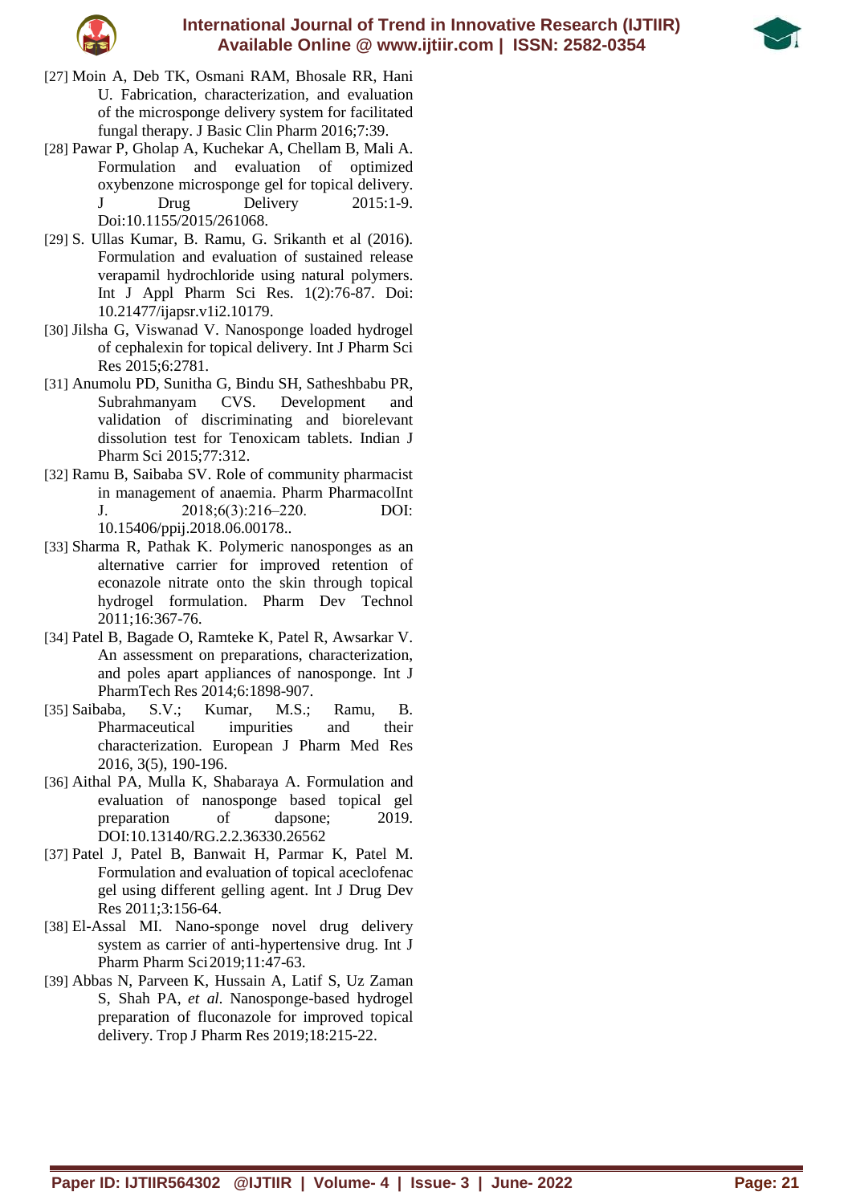[27] Moin A, Deb TK, Osmani RAM, Bhosale RR, Hani U. Fabrication, characterization, and evaluation of the microsponge delivery system for facilitated fungal therapy. J Basic Clin Pharm 2016;7:39.

[28] Pawar P, Gholap A, Kuchekar A, Chellam B, Mali A. Formulation and evaluation of optimized oxybenzone microsponge gel for topical delivery. J Drug Delivery 2015:1-9. Doi:10.1155/2015/261068.

[29] S. Ullas Kumar, B. Ramu, G. Srikanth et al (2016). Formulation and evaluation of sustained release verapamil hydrochloride using natural polymers. Int J Appl Pharm Sci Res. 1(2):76-87. Doi: 10.21477/ijapsr.v1i2.10179.

[30] Jilsha G, Viswanad V. Nanosponge loaded hydrogel of cephalexin for topical delivery. Int J Pharm Sci Res 2015;6:2781.

[31] Anumolu PD, Sunitha G, Bindu SH, Satheshbabu PR, Subrahmanyam CVS. Development and validation of discriminating and biorelevant dissolution test for Tenoxicam tablets. Indian J Pharm Sci 2015;77:312.

[32] Ramu B, Saibaba SV. Role of community pharmacist in management of anaemia. Pharm PharmacolInt J. 2018;6(3):216–220. DOI: 10.15406/ppij.2018.06.00178..

[33] Sharma R, Pathak K. Polymeric nanosponges as an alternative carrier for improved retention of econazole nitrate onto the skin through topical hydrogel formulation. Pharm Dev Technol 2011;16:367-76.

[34] Patel B, Bagade O, Ramteke K, Patel R, Awsarkar V. An assessment on preparations, characterization, and poles apart appliances of nanosponge. Int J PharmTech Res 2014;6:1898-907.

[35] Saibaba, S.V.; Kumar, M.S.; Ramu, B. Pharmaceutical impurities and their characterization. European J Pharm Med Res 2016, 3(5), 190-196.

[36] Aithal PA, Mulla K, Shabaraya A. Formulation and evaluation of nanosponge based topical gel preparation of dapsone; 2019. DOI:10.13140/RG.2.2.36330.26562

[37] Patel J, Patel B, Banwait H, Parmar K, Patel M. Formulation and evaluation of topical aceclofenac gel using different gelling agent. Int J Drug Dev Res 2011;3:156-64.

[38] El-Assal MI. Nano-sponge novel drug delivery system as carrier of anti-hypertensive drug. Int J Pharm Pharm Sci 2019;11:47-63.

[39] Abbas N, Parveen K, Hussain A, Latif S, Uz Zaman S, Shah PA, *et al.* Nanosponge-based hydrogel preparation of fluconazole for improved topical delivery. Trop J Pharm Res 2019;18:215-22.